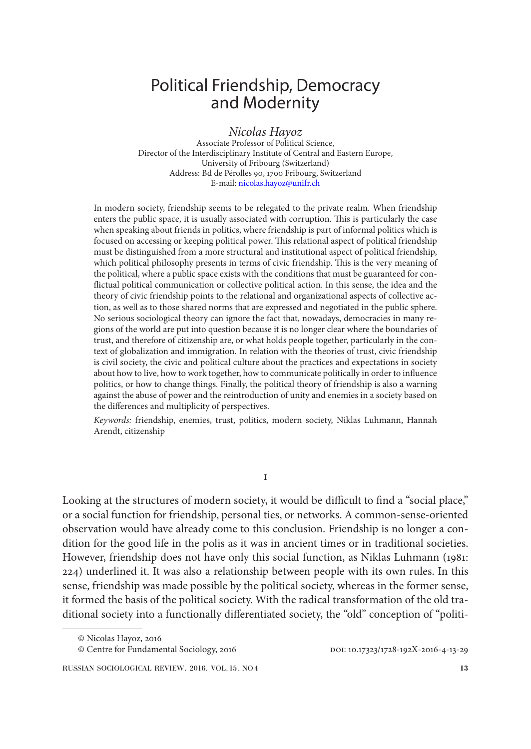# Political Friendship, Democracy and Modernity

*Nicolas Hayoz*

Associate Professor of Political Science,
Director of the Interdisciplinary Institute of Central and Eastern Europe,
University of Fribourg (Switzerland)
Address: Bd de Pérolles 90, 1700 Fribourg, Switzerland
E-mail: nicolas.hayoz@unifr.ch

In modern society, friendship seems to be relegated to the private realm. When friendship enters the public space, it is usually associated with corruption. This is particularly the case when speaking about friends in politics, where friendship is part of informal politics which is focused on accessing or keeping political power. This relational aspect of political friendship must be distinguished from a more structural and institutional aspect of political friendship, which political philosophy presents in terms of civic friendship. This is the very meaning of the political, where a public space exists with the conditions that must be guaranteed for conflictual political communication or collective political action. In this sense, the idea and the theory of civic friendship points to the relational and organizational aspects of collective action, as well as to those shared norms that are expressed and negotiated in the public sphere. No serious sociological theory can ignore the fact that, nowadays, democracies in many regions of the world are put into question because it is no longer clear where the boundaries of trust, and therefor of citizenship are, or what holds people together, particularly in the context of globalization and immigration. In relation with the theories of trust, civic friendship is civil society, the civic and political culture about the practices and expectations in society about how to live, how to work together, how to communicate politically in order to influence politics, or how to change things. Finally, the political theory of friendship is also a warning against the abuse of power and the reintroduction of unity and enemies in a society based on the differences and multiplicity of perspectives.

*Keywords:* friendship, enemies, trust, politics, modern society, Niklas Luhmann, Hannah Arendt, citizenship

I

Looking at the structures of modern society, it would be difficult to find a "social place," or a social function for friendship, personal ties, or networks. A common-sense-oriented observation would have already come to this conclusion. Friendship is no longer a condition for the good life in the polis as it was in ancient times or in traditional societies. However, friendship does not have only this social function, as Niklas Luhmann (1981: 224) underlined it. It was also a relationship between people with its own rules. In this sense, friendship was made possible by the political society, whereas in the former sense, it formed the basis of the political society. With the radical transformation of the old traditional society into a functionally differentiated society, the "old" conception of "politi-

© Nicolas Hayoz, 2016
© Centre for Fundamental Sociology, 2016 DOI: 10.17323/1728-192X-2016-4-13-29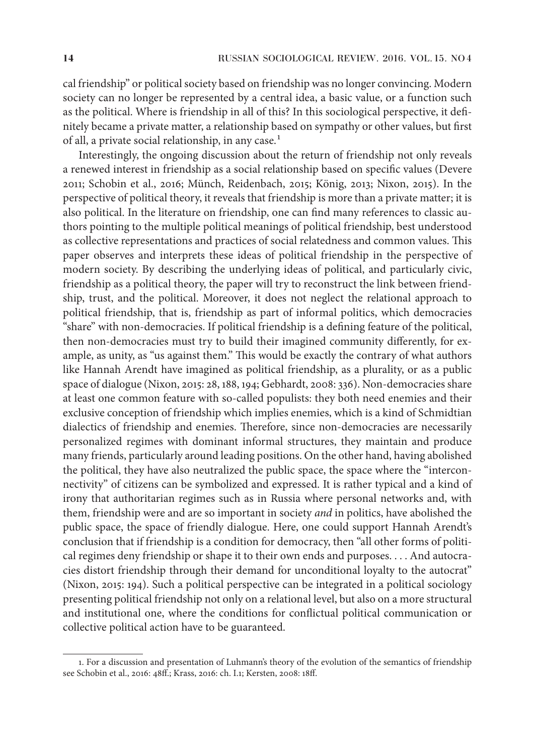cal friendship" or political society based on friendship was no longer convincing. Modern society can no longer be represented by a central idea, a basic value, or a function such as the political. Where is friendship in all of this? In this sociological perspective, it definitely became a private matter, a relationship based on sympathy or other values, but first of all, a private social relationship, in any case.[1]

Interestingly, the ongoing discussion about the return of friendship not only reveals a renewed interest in friendship as a social relationship based on specific values (Devere 2011; Schobin et al., 2016; Münch, Reidenbach, 2015; König, 2013; Nixon, 2015). In the perspective of political theory, it reveals that friendship is more than a private matter; it is also political. In the literature on friendship, one can find many references to classic authors pointing to the multiple political meanings of political friendship, best understood as collective representations and practices of social relatedness and common values. This paper observes and interprets these ideas of political friendship in the perspective of modern society. By describing the underlying ideas of political, and particularly civic, friendship as a political theory, the paper will try to reconstruct the link between friendship, trust, and the political. Moreover, it does not neglect the relational approach to political friendship, that is, friendship as part of informal politics, which democracies "share" with non-democracies. If political friendship is a defining feature of the political, then non-democracies must try to build their imagined community differently, for example, as unity, as "us against them." This would be exactly the contrary of what authors like Hannah Arendt have imagined as political friendship, as a plurality, or as a public space of dialogue (Nixon, 2015: 28, 188, 194; Gebhardt, 2008: 336). Non-democracies share at least one common feature with so-called populists: they both need enemies and their exclusive conception of friendship which implies enemies, which is a kind of Schmidtian dialectics of friendship and enemies. Therefore, since non-democracies are necessarily personalized regimes with dominant informal structures, they maintain and produce many friends, particularly around leading positions. On the other hand, having abolished the political, they have also neutralized the public space, the space where the "interconnectivity" of citizens can be symbolized and expressed. It is rather typical and a kind of irony that authoritarian regimes such as in Russia where personal networks and, with them, friendship were and are so important in society *and* in politics, have abolished the public space, the space of friendly dialogue. Here, one could support Hannah Arendt's conclusion that if friendship is a condition for democracy, then "all other forms of political regimes deny friendship or shape it to their own ends and purposes. . . . And autocracies distort friendship through their demand for unconditional loyalty to the autocrat" (Nixon, 2015: 194). Such a political perspective can be integrated in a political sociology presenting political friendship not only on a relational level, but also on a more structural and institutional one, where the conditions for conflictual political communication or collective political action have to be guaranteed.

---

1. For a discussion and presentation of Luhmann's theory of the evolution of the semantics of friendship see Schobin et al., 2016: 48ff.; Krass, 2016: ch. I.1; Kersten, 2008: 18ff.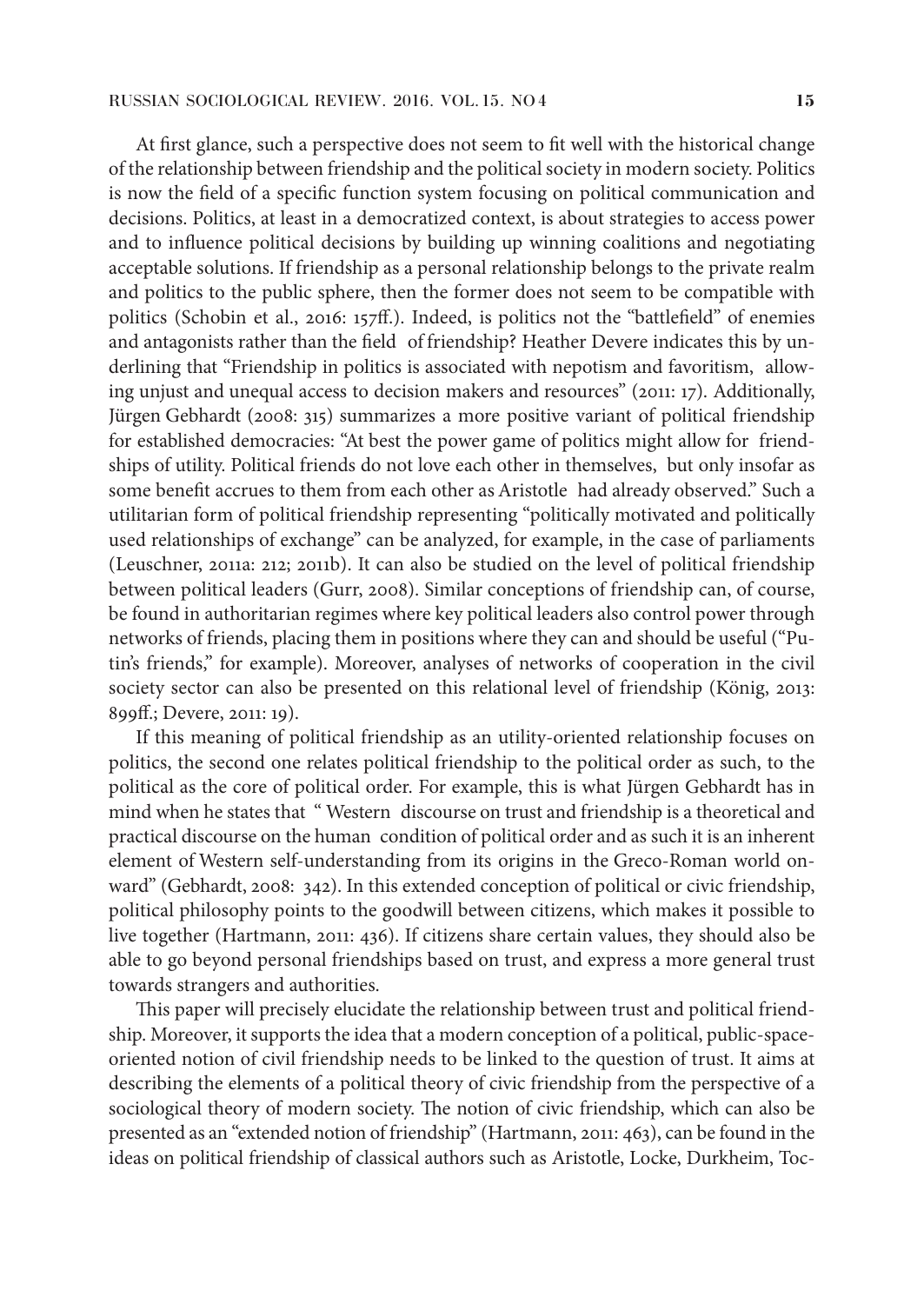At first glance, such a perspective does not seem to fit well with the historical change of the relationship between friendship and the political society in modern society. Politics is now the field of a specific function system focusing on political communication and decisions. Politics, at least in a democratized context, is about strategies to access power and to influence political decisions by building up winning coalitions and negotiating acceptable solutions. If friendship as a personal relationship belongs to the private realm and politics to the public sphere, then the former does not seem to be compatible with politics (Schobin et al., 2016: 157ff.). Indeed, is politics not the "battlefield" of enemies and antagonists rather than the field of friendship? Heather Devere indicates this by underlining that "Friendship in politics is associated with nepotism and favoritism, allowing unjust and unequal access to decision makers and resources" (2011: 17). Additionally, Jürgen Gebhardt (2008: 315) summarizes a more positive variant of political friendship for established democracies: "At best the power game of politics might allow for friendships of utility. Political friends do not love each other in themselves, but only insofar as some benefit accrues to them from each other as Aristotle had already observed." Such a utilitarian form of political friendship representing "politically motivated and politically used relationships of exchange" can be analyzed, for example, in the case of parliaments (Leuschner, 2011a: 212; 2011b). It can also be studied on the level of political friendship between political leaders (Gurr, 2008). Similar conceptions of friendship can, of course, be found in authoritarian regimes where key political leaders also control power through networks of friends, placing them in positions where they can and should be useful ("Putin's friends," for example). Moreover, analyses of networks of cooperation in the civil society sector can also be presented on this relational level of friendship (König, 2013: 899ff.; Devere, 2011: 19).

If this meaning of political friendship as an utility-oriented relationship focuses on politics, the second one relates political friendship to the political order as such, to the political as the core of political order. For example, this is what Jürgen Gebhardt has in mind when he states that " Western discourse on trust and friendship is a theoretical and practical discourse on the human condition of political order and as such it is an inherent element of Western self-understanding from its origins in the Greco-Roman world onward" (Gebhardt, 2008: 342). In this extended conception of political or civic friendship, political philosophy points to the goodwill between citizens, which makes it possible to live together (Hartmann, 2011: 436). If citizens share certain values, they should also be able to go beyond personal friendships based on trust, and express a more general trust towards strangers and authorities.

This paper will precisely elucidate the relationship between trust and political friendship. Moreover, it supports the idea that a modern conception of a political, public-space-oriented notion of civil friendship needs to be linked to the question of trust. It aims at describing the elements of a political theory of civic friendship from the perspective of a sociological theory of modern society. The notion of civic friendship, which can also be presented as an "extended notion of friendship" (Hartmann, 2011: 463), can be found in the ideas on political friendship of classical authors such as Aristotle, Locke, Durkheim, Toc-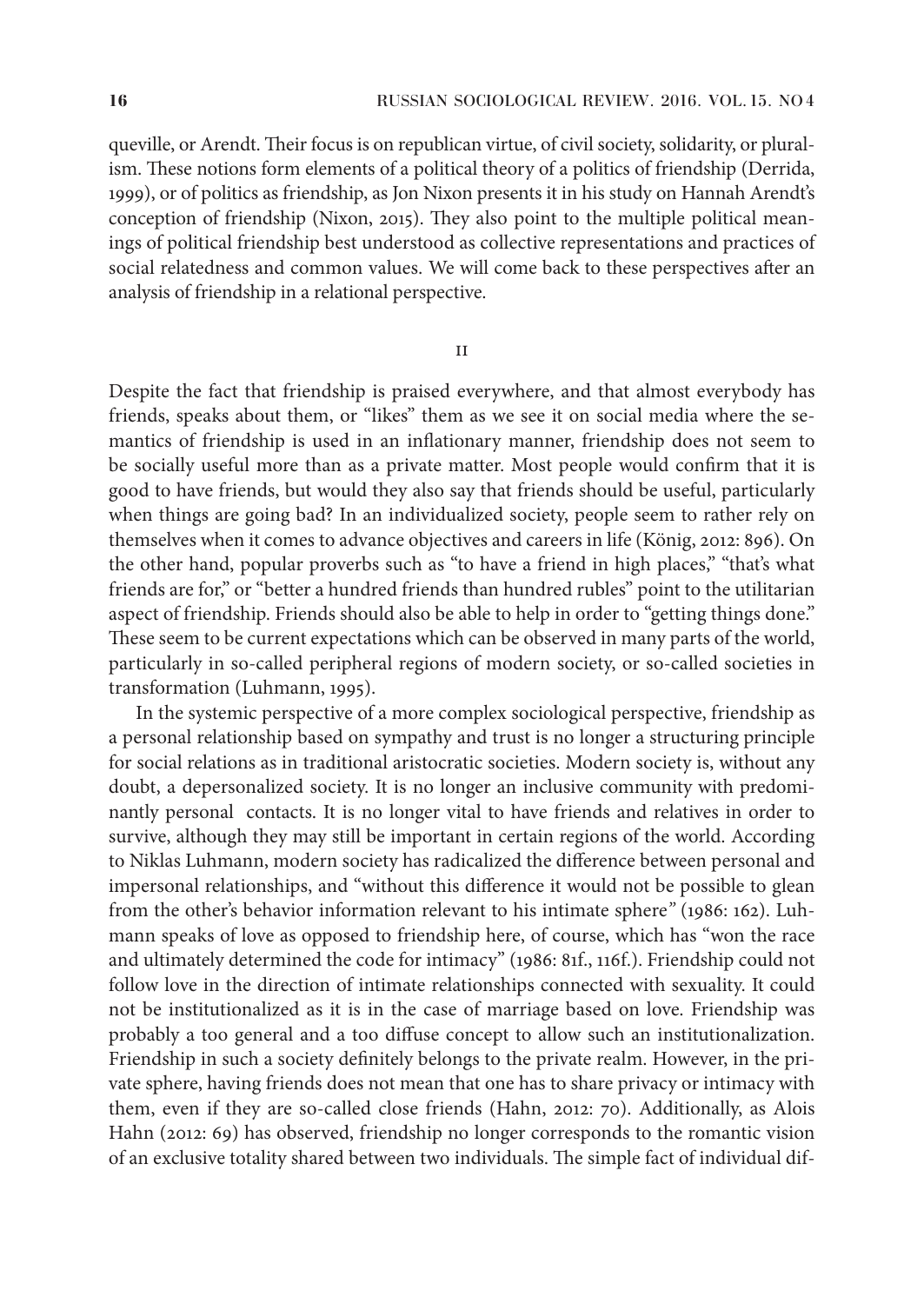queville, or Arendt. Their focus is on republican virtue, of civil society, solidarity, or pluralism. These notions form elements of a political theory of a politics of friendship (Derrida, 1999), or of politics as friendship, as Jon Nixon presents it in his study on Hannah Arendt's conception of friendship (Nixon, 2015). They also point to the multiple political meanings of political friendship best understood as collective representations and practices of social relatedness and common values. We will come back to these perspectives after an analysis of friendship in a relational perspective.

## II

Despite the fact that friendship is praised everywhere, and that almost everybody has friends, speaks about them, or "likes" them as we see it on social media where the semantics of friendship is used in an inflationary manner, friendship does not seem to be socially useful more than as a private matter. Most people would confirm that it is good to have friends, but would they also say that friends should be useful, particularly when things are going bad? In an individualized society, people seem to rather rely on themselves when it comes to advance objectives and careers in life (König, 2012: 896). On the other hand, popular proverbs such as "to have a friend in high places," "that's what friends are for," or "better a hundred friends than hundred rubles" point to the utilitarian aspect of friendship. Friends should also be able to help in order to "getting things done." These seem to be current expectations which can be observed in many parts of the world, particularly in so-called peripheral regions of modern society, or so-called societies in transformation (Luhmann, 1995).

In the systemic perspective of a more complex sociological perspective, friendship as a personal relationship based on sympathy and trust is no longer a structuring principle for social relations as in traditional aristocratic societies. Modern society is, without any doubt, a depersonalized society. It is no longer an inclusive community with predominantly personal contacts. It is no longer vital to have friends and relatives in order to survive, although they may still be important in certain regions of the world. According to Niklas Luhmann, modern society has radicalized the difference between personal and impersonal relationships, and "without this difference it would not be possible to glean from the other's behavior information relevant to his intimate sphere" (1986: 162). Luhmann speaks of love as opposed to friendship here, of course, which has "won the race and ultimately determined the code for intimacy" (1986: 81f., 116f.). Friendship could not follow love in the direction of intimate relationships connected with sexuality. It could not be institutionalized as it is in the case of marriage based on love. Friendship was probably a too general and a too diffuse concept to allow such an institutionalization. Friendship in such a society definitely belongs to the private realm. However, in the private sphere, having friends does not mean that one has to share privacy or intimacy with them, even if they are so-called close friends (Hahn, 2012: 70). Additionally, as Alois Hahn (2012: 69) has observed, friendship no longer corresponds to the romantic vision of an exclusive totality shared between two individuals. The simple fact of individual dif-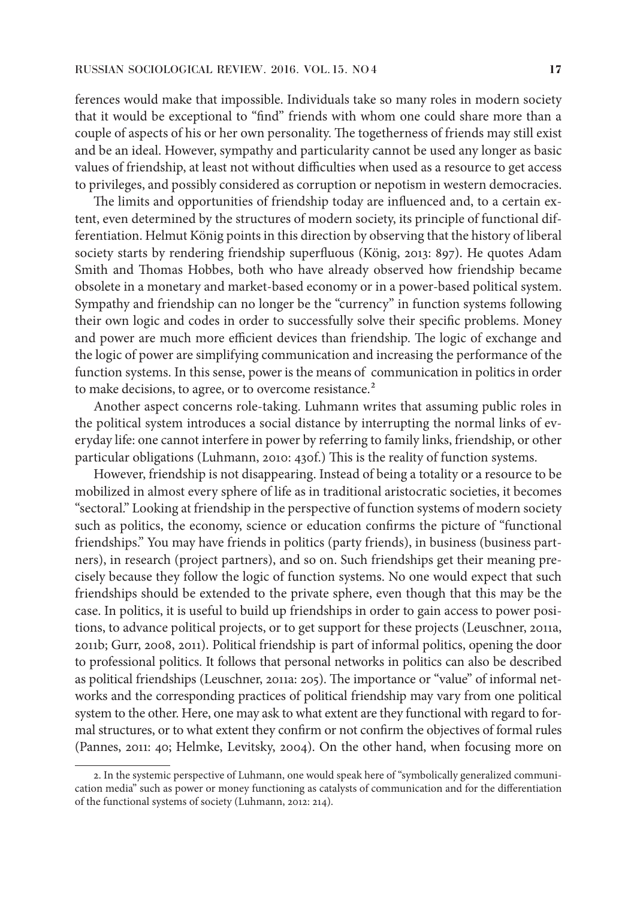ferences would make that impossible. Individuals take so many roles in modern society that it would be exceptional to "find" friends with whom one could share more than a couple of aspects of his or her own personality. The togetherness of friends may still exist and be an ideal. However, sympathy and particularity cannot be used any longer as basic values of friendship, at least not without difficulties when used as a resource to get access to privileges, and possibly considered as corruption or nepotism in western democracies.

The limits and opportunities of friendship today are influenced and, to a certain extent, even determined by the structures of modern society, its principle of functional differentiation. Helmut König points in this direction by observing that the history of liberal society starts by rendering friendship superfluous (König, 2013: 897). He quotes Adam Smith and Thomas Hobbes, both who have already observed how friendship became obsolete in a monetary and market-based economy or in a power-based political system. Sympathy and friendship can no longer be the "currency" in function systems following their own logic and codes in order to successfully solve their specific problems. Money and power are much more efficient devices than friendship. The logic of exchange and the logic of power are simplifying communication and increasing the performance of the function systems. In this sense, power is the means of communication in politics in order to make decisions, to agree, or to overcome resistance.[2]

Another aspect concerns role-taking. Luhmann writes that assuming public roles in the political system introduces a social distance by interrupting the normal links of everyday life: one cannot interfere in power by referring to family links, friendship, or other particular obligations (Luhmann, 2010: 430f.) This is the reality of function systems.

However, friendship is not disappearing. Instead of being a totality or a resource to be mobilized in almost every sphere of life as in traditional aristocratic societies, it becomes "sectoral." Looking at friendship in the perspective of function systems of modern society such as politics, the economy, science or education confirms the picture of "functional friendships." You may have friends in politics (party friends), in business (business partners), in research (project partners), and so on. Such friendships get their meaning precisely because they follow the logic of function systems. No one would expect that such friendships should be extended to the private sphere, even though that this may be the case. In politics, it is useful to build up friendships in order to gain access to power positions, to advance political projects, or to get support for these projects (Leuschner, 2011a, 2011b; Gurr, 2008, 2011). Political friendship is part of informal politics, opening the door to professional politics. It follows that personal networks in politics can also be described as political friendships (Leuschner, 2011a: 205). The importance or "value" of informal networks and the corresponding practices of political friendship may vary from one political system to the other. Here, one may ask to what extent are they functional with regard to formal structures, or to what extent they confirm or not confirm the objectives of formal rules (Pannes, 2011: 40; Helmke, Levitsky, 2004). On the other hand, when focusing more on

2. In the systemic perspective of Luhmann, one would speak here of "symbolically generalized communication media" such as power or money functioning as catalysts of communication and for the differentiation of the functional systems of society (Luhmann, 2012: 214).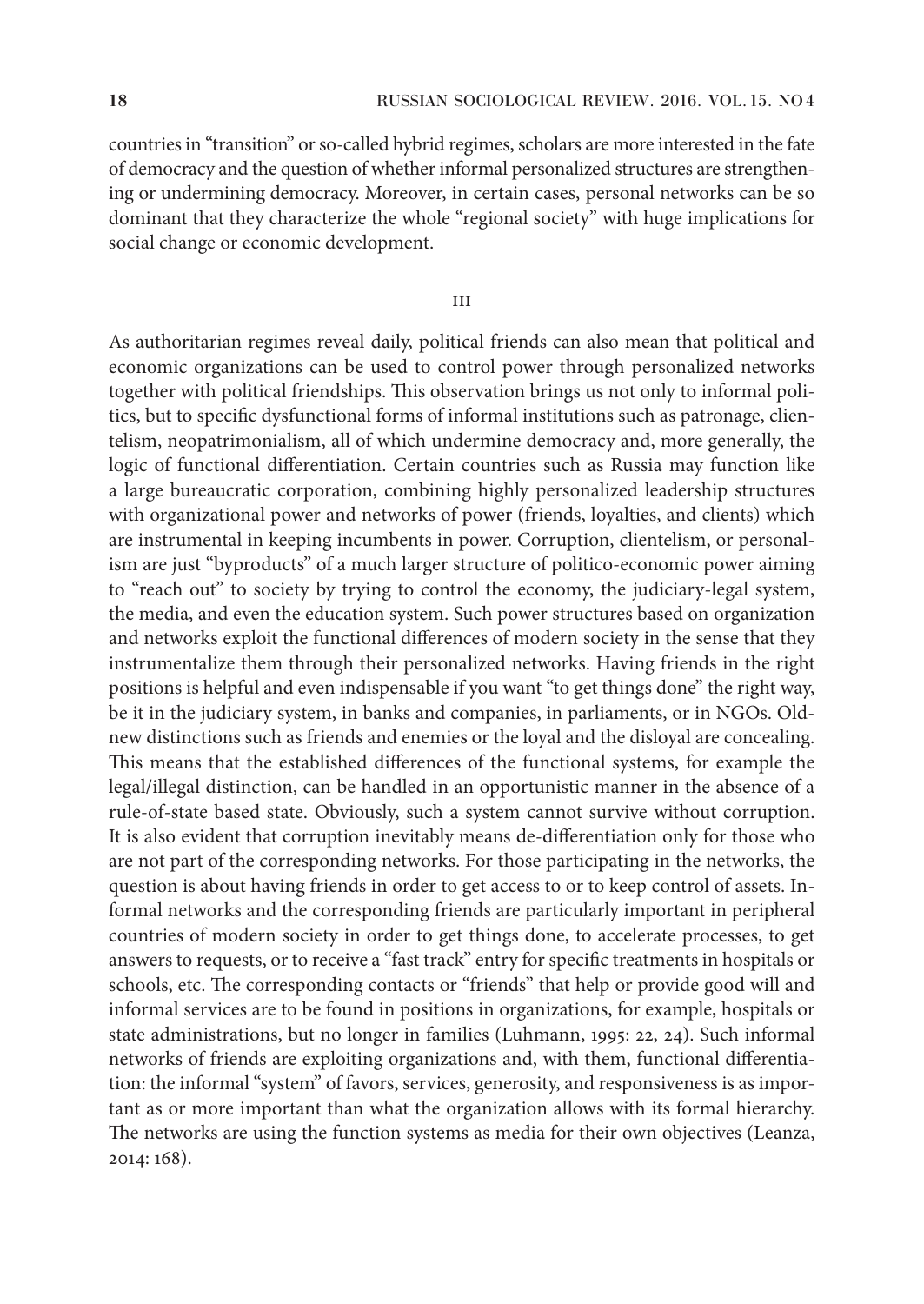countries in "transition" or so-called hybrid regimes, scholars are more interested in the fate of democracy and the question of whether informal personalized structures are strengthening or undermining democracy. Moreover, in certain cases, personal networks can be so dominant that they characterize the whole "regional society" with huge implications for social change or economic development.

## III

As authoritarian regimes reveal daily, political friends can also mean that political and economic organizations can be used to control power through personalized networks together with political friendships. This observation brings us not only to informal politics, but to specific dysfunctional forms of informal institutions such as patronage, clientelism, neopatrimonialism, all of which undermine democracy and, more generally, the logic of functional differentiation. Certain countries such as Russia may function like a large bureaucratic corporation, combining highly personalized leadership structures with organizational power and networks of power (friends, loyalties, and clients) which are instrumental in keeping incumbents in power. Corruption, clientelism, or personalism are just "byproducts" of a much larger structure of politico-economic power aiming to "reach out" to society by trying to control the economy, the judiciary-legal system, the media, and even the education system. Such power structures based on organization and networks exploit the functional differences of modern society in the sense that they instrumentalize them through their personalized networks. Having friends in the right positions is helpful and even indispensable if you want "to get things done" the right way, be it in the judiciary system, in banks and companies, in parliaments, or in NGOs. Old-new distinctions such as friends and enemies or the loyal and the disloyal are concealing. This means that the established differences of the functional systems, for example the legal/illegal distinction, can be handled in an opportunistic manner in the absence of a rule-of-state based state. Obviously, such a system cannot survive without corruption. It is also evident that corruption inevitably means de-differentiation only for those who are not part of the corresponding networks. For those participating in the networks, the question is about having friends in order to get access to or to keep control of assets. Informal networks and the corresponding friends are particularly important in peripheral countries of modern society in order to get things done, to accelerate processes, to get answers to requests, or to receive a "fast track" entry for specific treatments in hospitals or schools, etc. The corresponding contacts or "friends" that help or provide good will and informal services are to be found in positions in organizations, for example, hospitals or state administrations, but no longer in families (Luhmann, 1995: 22, 24). Such informal networks of friends are exploiting organizations and, with them, functional differentiation: the informal "system" of favors, services, generosity, and responsiveness is as important as or more important than what the organization allows with its formal hierarchy. The networks are using the function systems as media for their own objectives (Leanza, 2014: 168).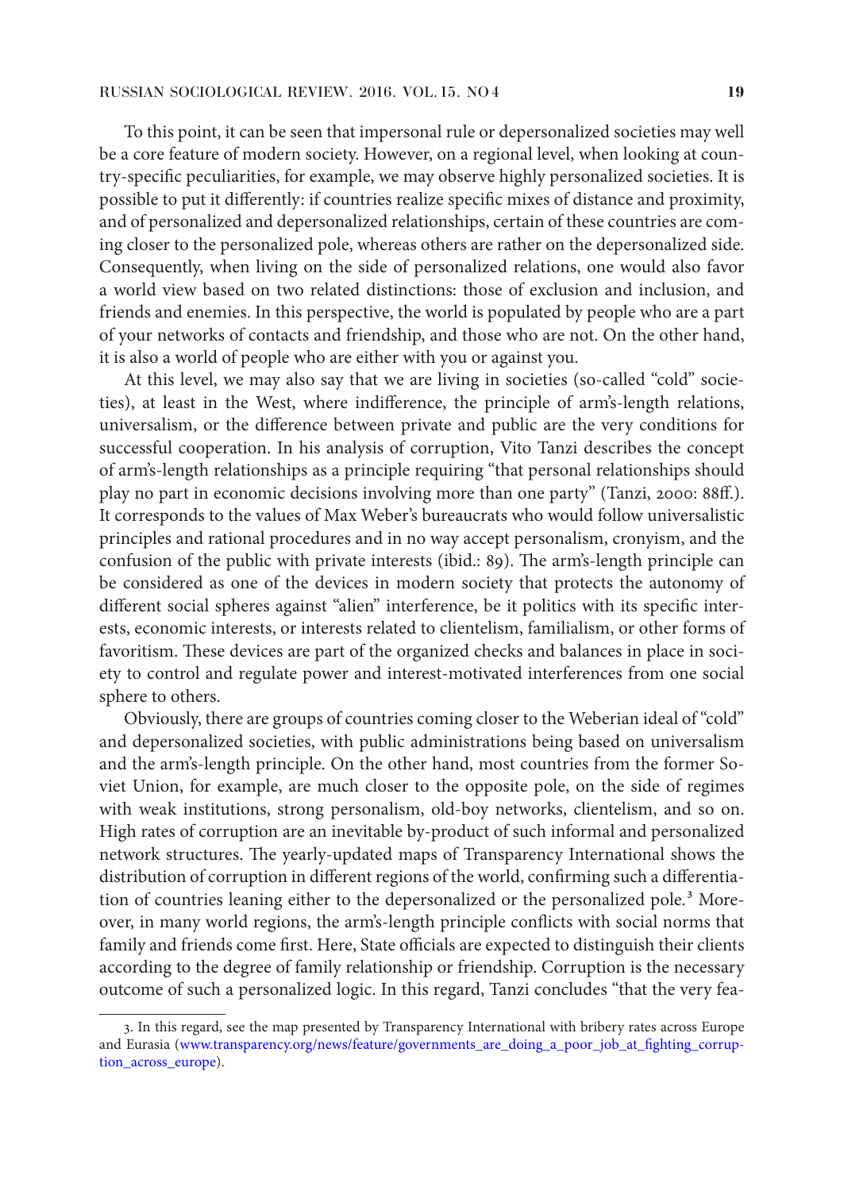To this point, it can be seen that impersonal rule or depersonalized societies may well be a core feature of modern society. However, on a regional level, when looking at country-specific peculiarities, for example, we may observe highly personalized societies. It is possible to put it differently: if countries realize specific mixes of distance and proximity, and of personalized and depersonalized relationships, certain of these countries are coming closer to the personalized pole, whereas others are rather on the depersonalized side. Consequently, when living on the side of personalized relations, one would also favor a world view based on two related distinctions: those of exclusion and inclusion, and friends and enemies. In this perspective, the world is populated by people who are a part of your networks of contacts and friendship, and those who are not. On the other hand, it is also a world of people who are either with you or against you.

At this level, we may also say that we are living in societies (so-called "cold" societies), at least in the West, where indifference, the principle of arm's-length relations, universalism, or the difference between private and public are the very conditions for successful cooperation. In his analysis of corruption, Vito Tanzi describes the concept of arm's-length relationships as a principle requiring "that personal relationships should play no part in economic decisions involving more than one party" (Tanzi, 2000: 88ff.). It corresponds to the values of Max Weber's bureaucrats who would follow universalistic principles and rational procedures and in no way accept personalism, cronyism, and the confusion of the public with private interests (ibid.: 89). The arm's-length principle can be considered as one of the devices in modern society that protects the autonomy of different social spheres against "alien" interference, be it politics with its specific interests, economic interests, or interests related to clientelism, familialism, or other forms of favoritism. These devices are part of the organized checks and balances in place in society to control and regulate power and interest-motivated interferences from one social sphere to others.

Obviously, there are groups of countries coming closer to the Weberian ideal of "cold" and depersonalized societies, with public administrations being based on universalism and the arm's-length principle. On the other hand, most countries from the former Soviet Union, for example, are much closer to the opposite pole, on the side of regimes with weak institutions, strong personalism, old-boy networks, clientelism, and so on. High rates of corruption are an inevitable by-product of such informal and personalized network structures. The yearly-updated maps of Transparency International shows the distribution of corruption in different regions of the world, confirming such a differentiation of countries leaning either to the depersonalized or the personalized pole.[3] Moreover, in many world regions, the arm's-length principle conflicts with social norms that family and friends come first. Here, State officials are expected to distinguish their clients according to the degree of family relationship or friendship. Corruption is the necessary outcome of such a personalized logic. In this regard, Tanzi concludes "that the very fea-

3. In this regard, see the map presented by Transparency International with bribery rates across Europe and Eurasia (www.transparency.org/news/feature/governments_are_doing_a_poor_job_at_fighting_corruption_across_europe).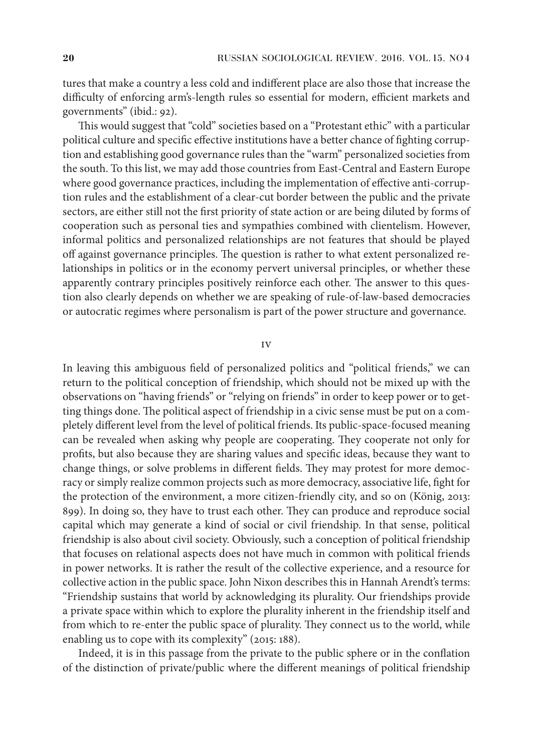tures that make a country a less cold and indifferent place are also those that increase the difficulty of enforcing arm's-length rules so essential for modern, efficient markets and governments" (ibid.: 92).

This would suggest that "cold" societies based on a "Protestant ethic" with a particular political culture and specific effective institutions have a better chance of fighting corruption and establishing good governance rules than the "warm" personalized societies from the south. To this list, we may add those countries from East-Central and Eastern Europe where good governance practices, including the implementation of effective anti-corruption rules and the establishment of a clear-cut border between the public and the private sectors, are either still not the first priority of state action or are being diluted by forms of cooperation such as personal ties and sympathies combined with clientelism. However, informal politics and personalized relationships are not features that should be played off against governance principles. The question is rather to what extent personalized relationships in politics or in the economy pervert universal principles, or whether these apparently contrary principles positively reinforce each other. The answer to this question also clearly depends on whether we are speaking of rule-of-law-based democracies or autocratic regimes where personalism is part of the power structure and governance.

## IV

In leaving this ambiguous field of personalized politics and "political friends," we can return to the political conception of friendship, which should not be mixed up with the observations on "having friends" or "relying on friends" in order to keep power or to getting things done. The political aspect of friendship in a civic sense must be put on a completely different level from the level of political friends. Its public-space-focused meaning can be revealed when asking why people are cooperating. They cooperate not only for profits, but also because they are sharing values and specific ideas, because they want to change things, or solve problems in different fields. They may protest for more democracy or simply realize common projects such as more democracy, associative life, fight for the protection of the environment, a more citizen-friendly city, and so on (König, 2013: 899). In doing so, they have to trust each other. They can produce and reproduce social capital which may generate a kind of social or civil friendship. In that sense, political friendship is also about civil society. Obviously, such a conception of political friendship that focuses on relational aspects does not have much in common with political friends in power networks. It is rather the result of the collective experience, and a resource for collective action in the public space. John Nixon describes this in Hannah Arendt's terms: "Friendship sustains that world by acknowledging its plurality. Our friendships provide a private space within which to explore the plurality inherent in the friendship itself and from which to re-enter the public space of plurality. They connect us to the world, while enabling us to cope with its complexity" (2015: 188).

Indeed, it is in this passage from the private to the public sphere or in the conflation of the distinction of private/public where the different meanings of political friendship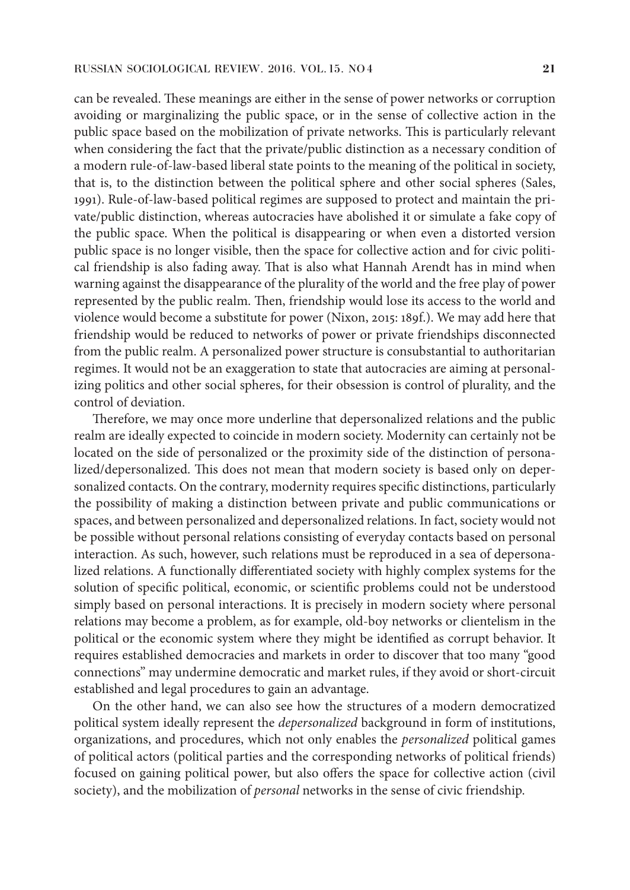can be revealed. These meanings are either in the sense of power networks or corruption avoiding or marginalizing the public space, or in the sense of collective action in the public space based on the mobilization of private networks. This is particularly relevant when considering the fact that the private/public distinction as a necessary condition of a modern rule-of-law-based liberal state points to the meaning of the political in society, that is, to the distinction between the political sphere and other social spheres (Sales, 1991). Rule-of-law-based political regimes are supposed to protect and maintain the private/public distinction, whereas autocracies have abolished it or simulate a fake copy of the public space. When the political is disappearing or when even a distorted version public space is no longer visible, then the space for collective action and for civic political friendship is also fading away. That is also what Hannah Arendt has in mind when warning against the disappearance of the plurality of the world and the free play of power represented by the public realm. Then, friendship would lose its access to the world and violence would become a substitute for power (Nixon, 2015: 189f.). We may add here that friendship would be reduced to networks of power or private friendships disconnected from the public realm. A personalized power structure is consubstantial to authoritarian regimes. It would not be an exaggeration to state that autocracies are aiming at personalizing politics and other social spheres, for their obsession is control of plurality, and the control of deviation.

Therefore, we may once more underline that depersonalized relations and the public realm are ideally expected to coincide in modern society. Modernity can certainly not be located on the side of personalized or the proximity side of the distinction of personalized/depersonalized. This does not mean that modern society is based only on depersonalized contacts. On the contrary, modernity requires specific distinctions, particularly the possibility of making a distinction between private and public communications or spaces, and between personalized and depersonalized relations. In fact, society would not be possible without personal relations consisting of everyday contacts based on personal interaction. As such, however, such relations must be reproduced in a sea of depersonalized relations. A functionally differentiated society with highly complex systems for the solution of specific political, economic, or scientific problems could not be understood simply based on personal interactions. It is precisely in modern society where personal relations may become a problem, as for example, old-boy networks or clientelism in the political or the economic system where they might be identified as corrupt behavior. It requires established democracies and markets in order to discover that too many "good connections" may undermine democratic and market rules, if they avoid or short-circuit established and legal procedures to gain an advantage.

On the other hand, we can also see how the structures of a modern democratized political system ideally represent the *depersonalized* background in form of institutions, organizations, and procedures, which not only enables the *personalized* political games of political actors (political parties and the corresponding networks of political friends) focused on gaining political power, but also offers the space for collective action (civil society), and the mobilization of *personal* networks in the sense of civic friendship.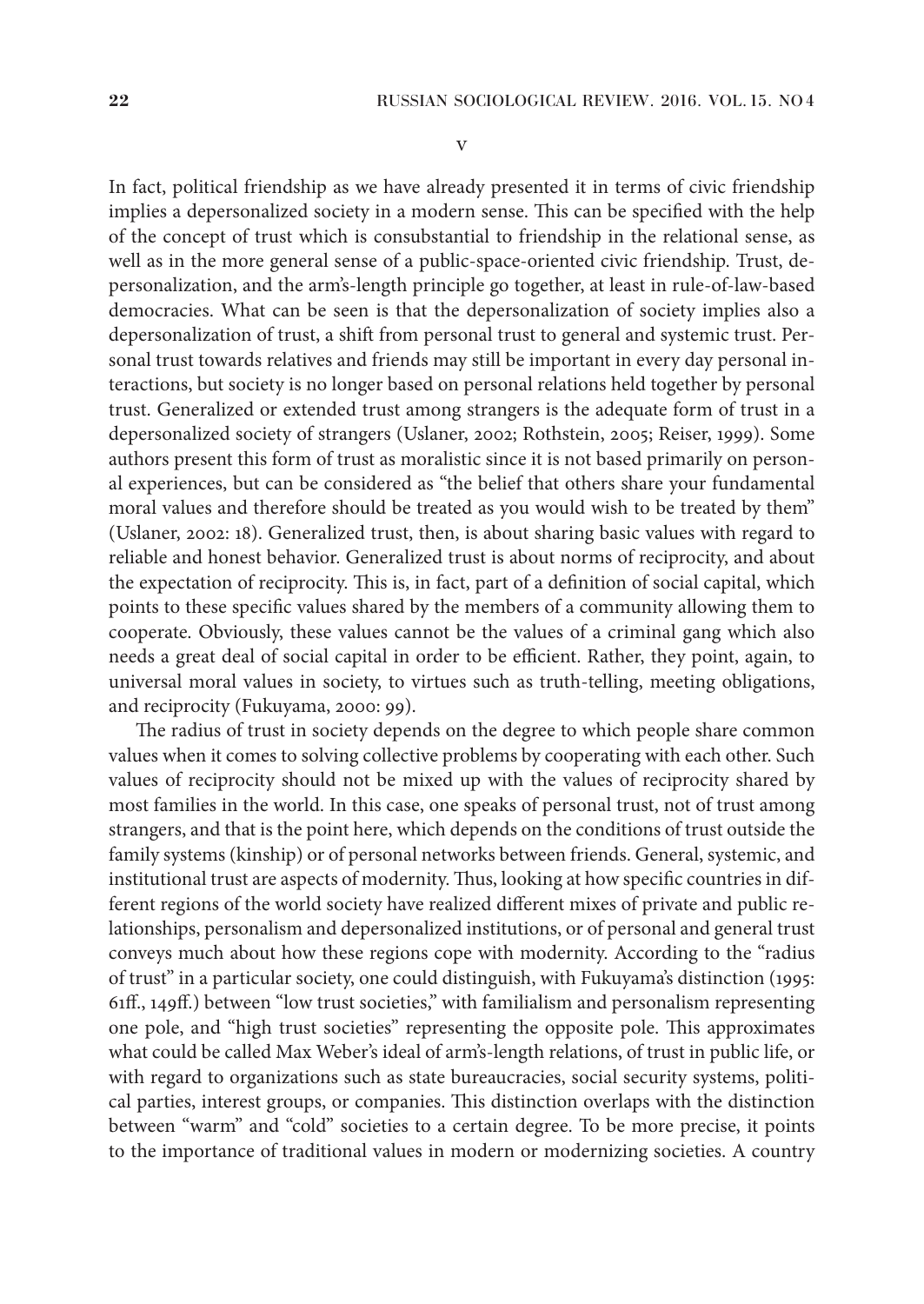## V

In fact, political friendship as we have already presented it in terms of civic friendship implies a depersonalized society in a modern sense. This can be specified with the help of the concept of trust which is consubstantial to friendship in the relational sense, as well as in the more general sense of a public-space-oriented civic friendship. Trust, depersonalization, and the arm's-length principle go together, at least in rule-of-law-based democracies. What can be seen is that the depersonalization of society implies also a depersonalization of trust, a shift from personal trust to general and systemic trust. Personal trust towards relatives and friends may still be important in every day personal interactions, but society is no longer based on personal relations held together by personal trust. Generalized or extended trust among strangers is the adequate form of trust in a depersonalized society of strangers (Uslaner, 2002; Rothstein, 2005; Reiser, 1999). Some authors present this form of trust as moralistic since it is not based primarily on personal experiences, but can be considered as "the belief that others share your fundamental moral values and therefore should be treated as you would wish to be treated by them" (Uslaner, 2002: 18). Generalized trust, then, is about sharing basic values with regard to reliable and honest behavior. Generalized trust is about norms of reciprocity, and about the expectation of reciprocity. This is, in fact, part of a definition of social capital, which points to these specific values shared by the members of a community allowing them to cooperate. Obviously, these values cannot be the values of a criminal gang which also needs a great deal of social capital in order to be efficient. Rather, they point, again, to universal moral values in society, to virtues such as truth-telling, meeting obligations, and reciprocity (Fukuyama, 2000: 99).

The radius of trust in society depends on the degree to which people share common values when it comes to solving collective problems by cooperating with each other. Such values of reciprocity should not be mixed up with the values of reciprocity shared by most families in the world. In this case, one speaks of personal trust, not of trust among strangers, and that is the point here, which depends on the conditions of trust outside the family systems (kinship) or of personal networks between friends. General, systemic, and institutional trust are aspects of modernity. Thus, looking at how specific countries in different regions of the world society have realized different mixes of private and public relationships, personalism and depersonalized institutions, or of personal and general trust conveys much about how these regions cope with modernity. According to the "radius of trust" in a particular society, one could distinguish, with Fukuyama's distinction (1995: 61ff., 149ff.) between "low trust societies," with familialism and personalism representing one pole, and "high trust societies" representing the opposite pole. This approximates what could be called Max Weber's ideal of arm's-length relations, of trust in public life, or with regard to organizations such as state bureaucracies, social security systems, political parties, interest groups, or companies. This distinction overlaps with the distinction between "warm" and "cold" societies to a certain degree. To be more precise, it points to the importance of traditional values in modern or modernizing societies. A country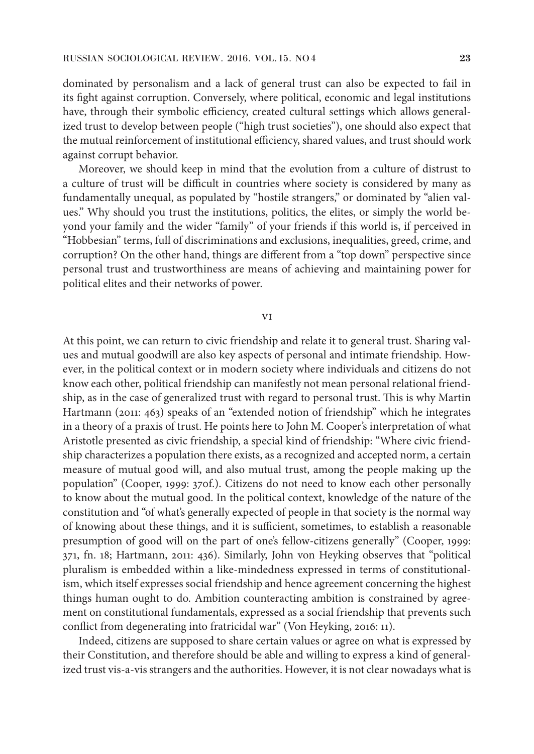dominated by personalism and a lack of general trust can also be expected to fail in its fight against corruption. Conversely, where political, economic and legal institutions have, through their symbolic efficiency, created cultural settings which allows generalized trust to develop between people ("high trust societies"), one should also expect that the mutual reinforcement of institutional efficiency, shared values, and trust should work against corrupt behavior.

Moreover, we should keep in mind that the evolution from a culture of distrust to a culture of trust will be difficult in countries where society is considered by many as fundamentally unequal, as populated by "hostile strangers," or dominated by "alien values." Why should you trust the institutions, politics, the elites, or simply the world beyond your family and the wider "family" of your friends if this world is, if perceived in "Hobbesian" terms, full of discriminations and exclusions, inequalities, greed, crime, and corruption? On the other hand, things are different from a "top down" perspective since personal trust and trustworthiness are means of achieving and maintaining power for political elites and their networks of power.

## VI

At this point, we can return to civic friendship and relate it to general trust. Sharing values and mutual goodwill are also key aspects of personal and intimate friendship. However, in the political context or in modern society where individuals and citizens do not know each other, political friendship can manifestly not mean personal relational friendship, as in the case of generalized trust with regard to personal trust. This is why Martin Hartmann (2011: 463) speaks of an "extended notion of friendship" which he integrates in a theory of a praxis of trust. He points here to John M. Cooper's interpretation of what Aristotle presented as civic friendship, a special kind of friendship: "Where civic friendship characterizes a population there exists, as a recognized and accepted norm, a certain measure of mutual good will, and also mutual trust, among the people making up the population" (Cooper, 1999: 370f.). Citizens do not need to know each other personally to know about the mutual good. In the political context, knowledge of the nature of the constitution and "of what's generally expected of people in that society is the normal way of knowing about these things, and it is sufficient, sometimes, to establish a reasonable presumption of good will on the part of one's fellow-citizens generally" (Cooper, 1999: 371, fn. 18; Hartmann, 2011: 436). Similarly, John von Heyking observes that "political pluralism is embedded within a like-mindedness expressed in terms of constitutionalism, which itself expresses social friendship and hence agreement concerning the highest things human ought to do. Ambition counteracting ambition is constrained by agreement on constitutional fundamentals, expressed as a social friendship that prevents such conflict from degenerating into fratricidal war" (Von Heyking, 2016: 11).

Indeed, citizens are supposed to share certain values or agree on what is expressed by their Constitution, and therefore should be able and willing to express a kind of generalized trust vis-a-vis strangers and the authorities. However, it is not clear nowadays what is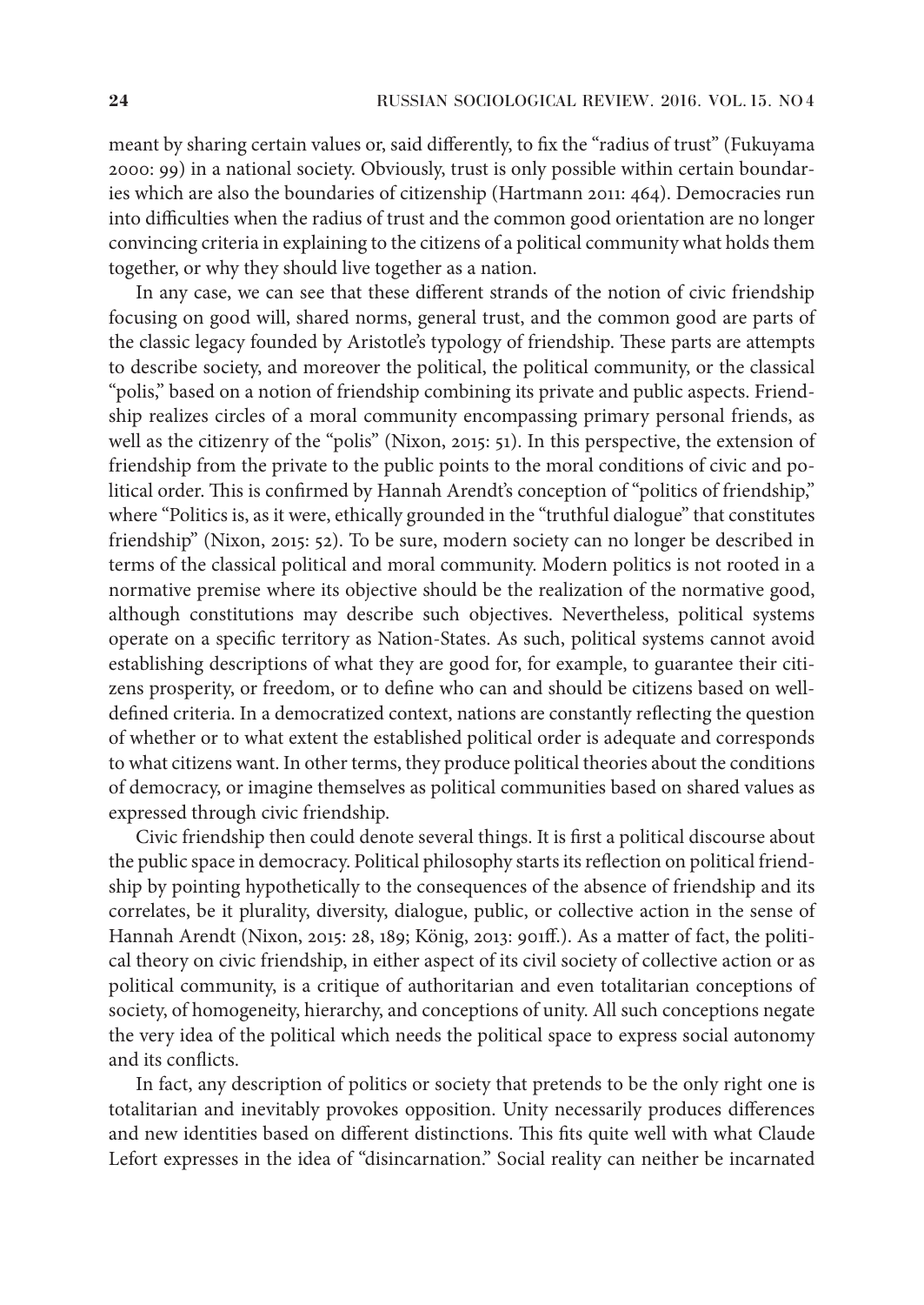meant by sharing certain values or, said differently, to fix the "radius of trust" (Fukuyama 2000: 99) in a national society. Obviously, trust is only possible within certain boundaries which are also the boundaries of citizenship (Hartmann 2011: 464). Democracies run into difficulties when the radius of trust and the common good orientation are no longer convincing criteria in explaining to the citizens of a political community what holds them together, or why they should live together as a nation.

In any case, we can see that these different strands of the notion of civic friendship focusing on good will, shared norms, general trust, and the common good are parts of the classic legacy founded by Aristotle's typology of friendship. These parts are attempts to describe society, and moreover the political, the political community, or the classical "polis," based on a notion of friendship combining its private and public aspects. Friendship realizes circles of a moral community encompassing primary personal friends, as well as the citizenry of the "polis" (Nixon, 2015: 51). In this perspective, the extension of friendship from the private to the public points to the moral conditions of civic and political order. This is confirmed by Hannah Arendt's conception of "politics of friendship," where "Politics is, as it were, ethically grounded in the "truthful dialogue" that constitutes friendship" (Nixon, 2015: 52). To be sure, modern society can no longer be described in terms of the classical political and moral community. Modern politics is not rooted in a normative premise where its objective should be the realization of the normative good, although constitutions may describe such objectives. Nevertheless, political systems operate on a specific territory as Nation-States. As such, political systems cannot avoid establishing descriptions of what they are good for, for example, to guarantee their citizens prosperity, or freedom, or to define who can and should be citizens based on well-defined criteria. In a democratized context, nations are constantly reflecting the question of whether or to what extent the established political order is adequate and corresponds to what citizens want. In other terms, they produce political theories about the conditions of democracy, or imagine themselves as political communities based on shared values as expressed through civic friendship.

Civic friendship then could denote several things. It is first a political discourse about the public space in democracy. Political philosophy starts its reflection on political friendship by pointing hypothetically to the consequences of the absence of friendship and its correlates, be it plurality, diversity, dialogue, public, or collective action in the sense of Hannah Arendt (Nixon, 2015: 28, 189; König, 2013: 901ff.). As a matter of fact, the political theory on civic friendship, in either aspect of its civil society of collective action or as political community, is a critique of authoritarian and even totalitarian conceptions of society, of homogeneity, hierarchy, and conceptions of unity. All such conceptions negate the very idea of the political which needs the political space to express social autonomy and its conflicts.

In fact, any description of politics or society that pretends to be the only right one is totalitarian and inevitably provokes opposition. Unity necessarily produces differences and new identities based on different distinctions. This fits quite well with what Claude Lefort expresses in the idea of "disincarnation." Social reality can neither be incarnated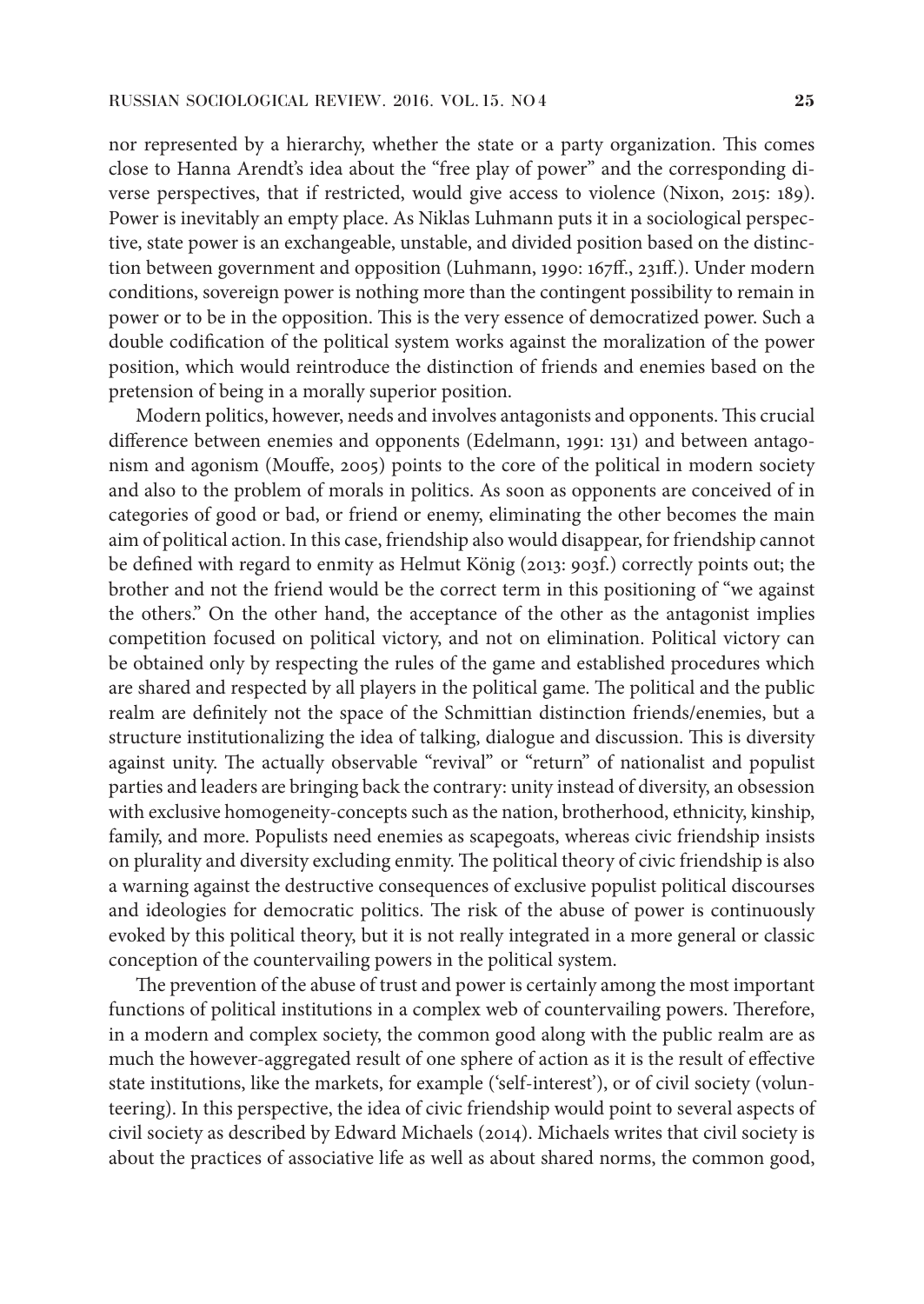nor represented by a hierarchy, whether the state or a party organization. This comes close to Hanna Arendt's idea about the "free play of power" and the corresponding diverse perspectives, that if restricted, would give access to violence (Nixon, 2015: 189). Power is inevitably an empty place. As Niklas Luhmann puts it in a sociological perspective, state power is an exchangeable, unstable, and divided position based on the distinction between government and opposition (Luhmann, 1990: 167ff., 231ff.). Under modern conditions, sovereign power is nothing more than the contingent possibility to remain in power or to be in the opposition. This is the very essence of democratized power. Such a double codification of the political system works against the moralization of the power position, which would reintroduce the distinction of friends and enemies based on the pretension of being in a morally superior position.

Modern politics, however, needs and involves antagonists and opponents. This crucial difference between enemies and opponents (Edelmann, 1991: 131) and between antagonism and agonism (Mouffe, 2005) points to the core of the political in modern society and also to the problem of morals in politics. As soon as opponents are conceived of in categories of good or bad, or friend or enemy, eliminating the other becomes the main aim of political action. In this case, friendship also would disappear, for friendship cannot be defined with regard to enmity as Helmut König (2013: 903f.) correctly points out; the brother and not the friend would be the correct term in this positioning of "we against the others." On the other hand, the acceptance of the other as the antagonist implies competition focused on political victory, and not on elimination. Political victory can be obtained only by respecting the rules of the game and established procedures which are shared and respected by all players in the political game. The political and the public realm are definitely not the space of the Schmittian distinction friends/enemies, but a structure institutionalizing the idea of talking, dialogue and discussion. This is diversity against unity. The actually observable "revival" or "return" of nationalist and populist parties and leaders are bringing back the contrary: unity instead of diversity, an obsession with exclusive homogeneity-concepts such as the nation, brotherhood, ethnicity, kinship, family, and more. Populists need enemies as scapegoats, whereas civic friendship insists on plurality and diversity excluding enmity. The political theory of civic friendship is also a warning against the destructive consequences of exclusive populist political discourses and ideologies for democratic politics. The risk of the abuse of power is continuously evoked by this political theory, but it is not really integrated in a more general or classic conception of the countervailing powers in the political system.

The prevention of the abuse of trust and power is certainly among the most important functions of political institutions in a complex web of countervailing powers. Therefore, in a modern and complex society, the common good along with the public realm are as much the however-aggregated result of one sphere of action as it is the result of effective state institutions, like the markets, for example ('self-interest'), or of civil society (volunteering). In this perspective, the idea of civic friendship would point to several aspects of civil society as described by Edward Michaels (2014). Michaels writes that civil society is about the practices of associative life as well as about shared norms, the common good,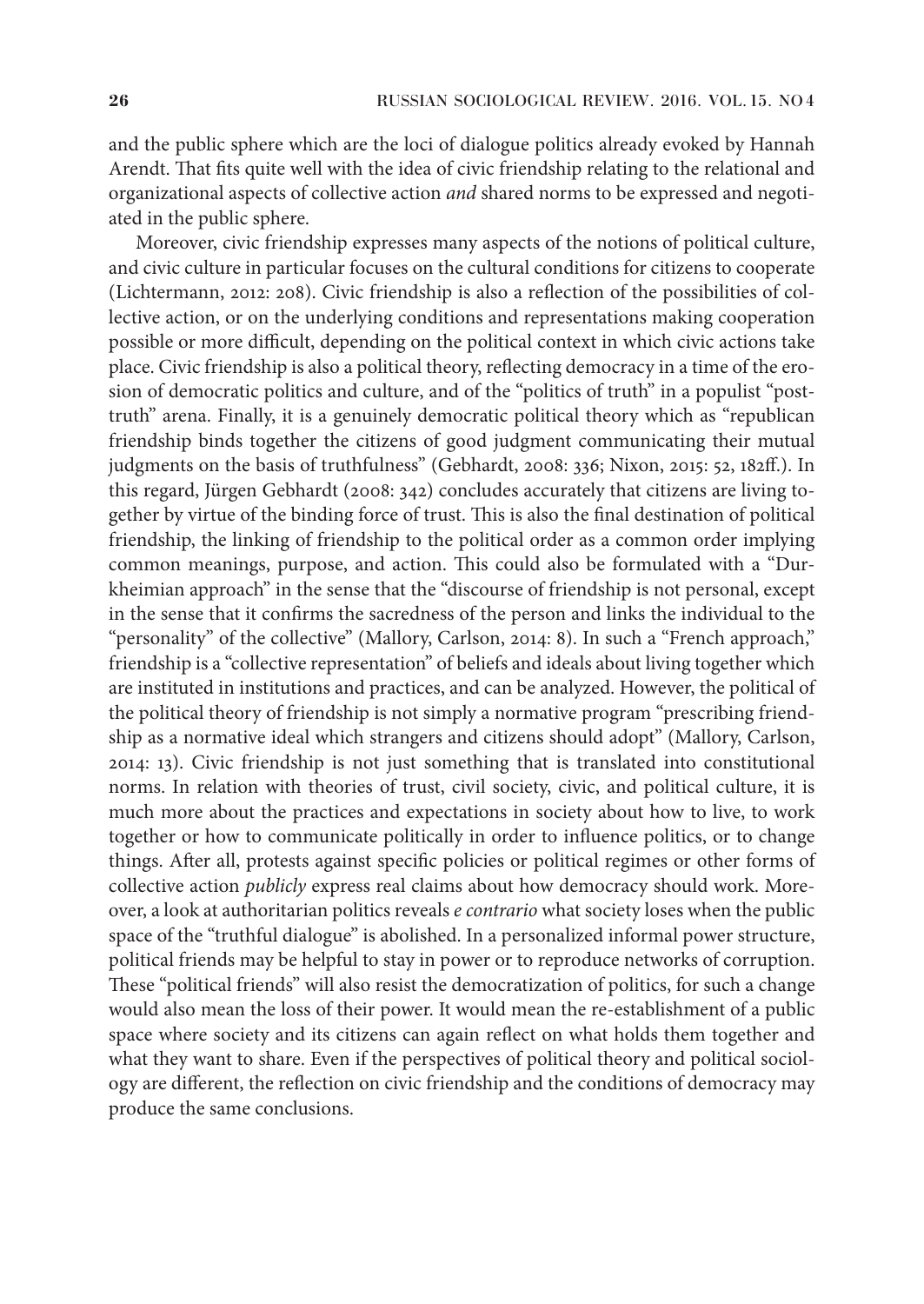and the public sphere which are the loci of dialogue politics already evoked by Hannah Arendt. That fits quite well with the idea of civic friendship relating to the relational and organizational aspects of collective action *and* shared norms to be expressed and negotiated in the public sphere.

Moreover, civic friendship expresses many aspects of the notions of political culture, and civic culture in particular focuses on the cultural conditions for citizens to cooperate (Lichtermann, 2012: 208). Civic friendship is also a reflection of the possibilities of collective action, or on the underlying conditions and representations making cooperation possible or more difficult, depending on the political context in which civic actions take place. Civic friendship is also a political theory, reflecting democracy in a time of the erosion of democratic politics and culture, and of the "politics of truth" in a populist "post-truth" arena. Finally, it is a genuinely democratic political theory which as "republican friendship binds together the citizens of good judgment communicating their mutual judgments on the basis of truthfulness" (Gebhardt, 2008: 336; Nixon, 2015: 52, 182ff.). In this regard, Jürgen Gebhardt (2008: 342) concludes accurately that citizens are living together by virtue of the binding force of trust. This is also the final destination of political friendship, the linking of friendship to the political order as a common order implying common meanings, purpose, and action. This could also be formulated with a "Durkheimian approach" in the sense that the "discourse of friendship is not personal, except in the sense that it confirms the sacredness of the person and links the individual to the "personality" of the collective" (Mallory, Carlson, 2014: 8). In such a "French approach," friendship is a "collective representation" of beliefs and ideals about living together which are instituted in institutions and practices, and can be analyzed. However, the political of the political theory of friendship is not simply a normative program "prescribing friendship as a normative ideal which strangers and citizens should adopt" (Mallory, Carlson, 2014: 13). Civic friendship is not just something that is translated into constitutional norms. In relation with theories of trust, civil society, civic, and political culture, it is much more about the practices and expectations in society about how to live, to work together or how to communicate politically in order to influence politics, or to change things. After all, protests against specific policies or political regimes or other forms of collective action *publicly* express real claims about how democracy should work. Moreover, a look at authoritarian politics reveals *e contrario* what society loses when the public space of the "truthful dialogue" is abolished. In a personalized informal power structure, political friends may be helpful to stay in power or to reproduce networks of corruption. These "political friends" will also resist the democratization of politics, for such a change would also mean the loss of their power. It would mean the re-establishment of a public space where society and its citizens can again reflect on what holds them together and what they want to share. Even if the perspectives of political theory and political sociology are different, the reflection on civic friendship and the conditions of democracy may produce the same conclusions.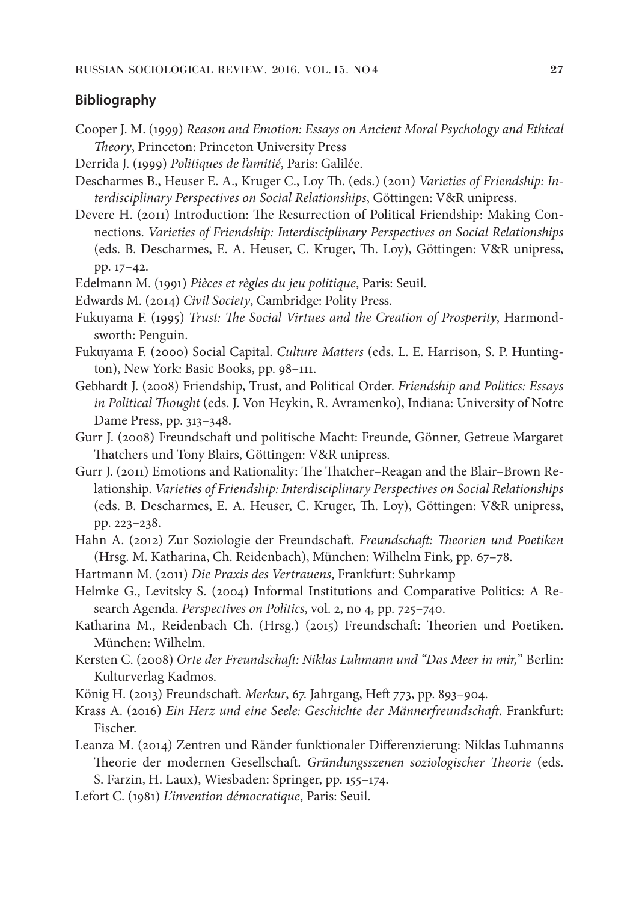## Bibliography

Cooper J. M. (1999) *Reason and Emotion: Essays on Ancient Moral Psychology and Ethical Theory*, Princeton: Princeton University Press

Derrida J. (1999) *Politiques de l'amitié*, Paris: Galilée.

Descharmes B., Heuser E. A., Kruger C., Loy Th. (eds.) (2011) *Varieties of Friendship: Interdisciplinary Perspectives on Social Relationships*, Göttingen: V&R unipress.

Devere H. (2011) Introduction: The Resurrection of Political Friendship: Making Connections. *Varieties of Friendship: Interdisciplinary Perspectives on Social Relationships* (eds. B. Descharmes, E. A. Heuser, C. Kruger, Th. Loy), Göttingen: V&R unipress, pp. 17–42.

Edelmann M. (1991) *Pièces et règles du jeu politique*, Paris: Seuil.

Edwards M. (2014) *Civil Society*, Cambridge: Polity Press.

Fukuyama F. (1995) *Trust: The Social Virtues and the Creation of Prosperity*, Harmondsworth: Penguin.

Fukuyama F. (2000) Social Capital. *Culture Matters* (eds. L. E. Harrison, S. P. Huntington), New York: Basic Books, pp. 98–111.

Gebhardt J. (2008) Friendship, Trust, and Political Order. *Friendship and Politics: Essays in Political Thought* (eds. J. Von Heykin, R. Avramenko), Indiana: University of Notre Dame Press, pp. 313–348.

Gurr J. (2008) Freundschaft und politische Macht: Freunde, Gönner, Getreue Margaret Thatchers und Tony Blairs, Göttingen: V&R unipress.

Gurr J. (2011) Emotions and Rationality: The Thatcher–Reagan and the Blair–Brown Relationship. *Varieties of Friendship: Interdisciplinary Perspectives on Social Relationships* (eds. B. Descharmes, E. A. Heuser, C. Kruger, Th. Loy), Göttingen: V&R unipress, pp. 223–238.

Hahn A. (2012) Zur Soziologie der Freundschaft. *Freundschaft: Theorien und Poetiken* (Hrsg. M. Katharina, Ch. Reidenbach), München: Wilhelm Fink, pp. 67–78.

Hartmann M. (2011) *Die Praxis des Vertrauens*, Frankfurt: Suhrkamp

Helmke G., Levitsky S. (2004) Informal Institutions and Comparative Politics: A Research Agenda. *Perspectives on Politics*, vol. 2, no 4, pp. 725–740.

Katharina M., Reidenbach Ch. (Hrsg.) (2015) Freundschaft: Theorien und Poetiken. München: Wilhelm.

Kersten C. (2008) *Orte der Freundschaft: Niklas Luhmann und "Das Meer in mir,"* Berlin: Kulturverlag Kadmos.

König H. (2013) Freundschaft. *Merkur*, 67. Jahrgang, Heft 773, pp. 893–904.

Krass A. (2016) *Ein Herz und eine Seele: Geschichte der Männerfreundschaft*. Frankfurt: Fischer.

Leanza M. (2014) Zentren und Ränder funktionaler Differenzierung: Niklas Luhmanns Theorie der modernen Gesellschaft. *Gründungsszenen soziologischer Theorie* (eds. S. Farzin, H. Laux), Wiesbaden: Springer, pp. 155–174.

Lefort C. (1981) *L'invention démocratique*, Paris: Seuil.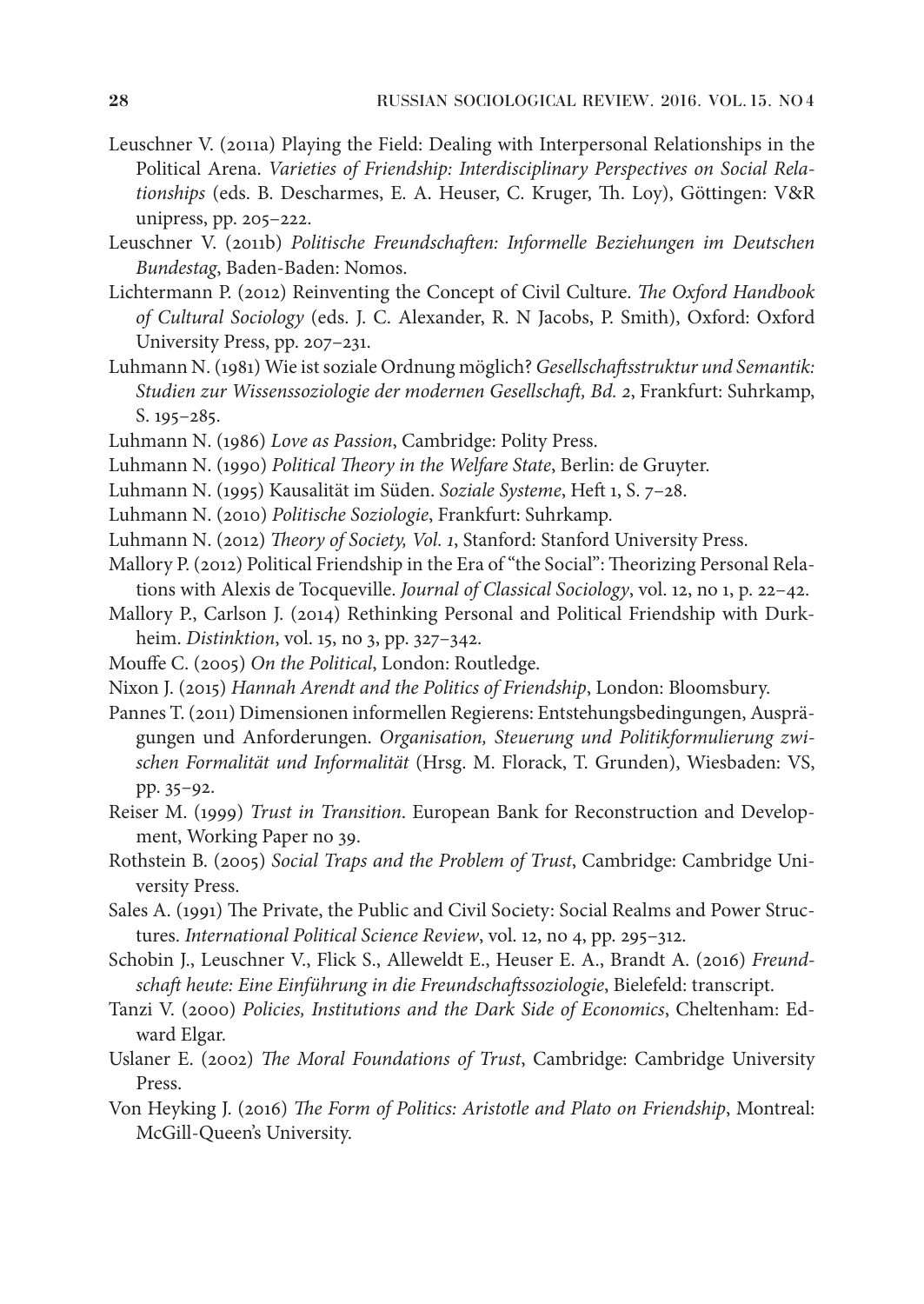Leuschner V. (2011a) Playing the Field: Dealing with Interpersonal Relationships in the Political Arena. *Varieties of Friendship: Interdisciplinary Perspectives on Social Relationships* (eds. B. Descharmes, E. A. Heuser, C. Kruger, Th. Loy), Göttingen: V&R unipress, pp. 205–222.

Leuschner V. (2011b) *Politische Freundschaften: Informelle Beziehungen im Deutschen Bundestag*, Baden-Baden: Nomos.

Lichtermann P. (2012) Reinventing the Concept of Civil Culture. *The Oxford Handbook of Cultural Sociology* (eds. J. C. Alexander, R. N Jacobs, P. Smith), Oxford: Oxford University Press, pp. 207–231.

Luhmann N. (1981) Wie ist soziale Ordnung möglich? *Gesellschaftsstruktur und Semantik: Studien zur Wissenssoziologie der modernen Gesellschaft, Bd. 2*, Frankfurt: Suhrkamp, S. 195–285.

Luhmann N. (1986) *Love as Passion*, Cambridge: Polity Press.

Luhmann N. (1990) *Political Theory in the Welfare State*, Berlin: de Gruyter.

Luhmann N. (1995) Kausalität im Süden. *Soziale Systeme*, Heft 1, S. 7–28.

Luhmann N. (2010) *Politische Soziologie*, Frankfurt: Suhrkamp.

Luhmann N. (2012) *Theory of Society, Vol. 1*, Stanford: Stanford University Press.

Mallory P. (2012) Political Friendship in the Era of "the Social": Theorizing Personal Relations with Alexis de Tocqueville. *Journal of Classical Sociology*, vol. 12, no 1, p. 22–42.

Mallory P., Carlson J. (2014) Rethinking Personal and Political Friendship with Durkheim. *Distinktion*, vol. 15, no 3, pp. 327–342.

Mouffe C. (2005) *On the Political*, London: Routledge.

Nixon J. (2015) *Hannah Arendt and the Politics of Friendship*, London: Bloomsbury.

Pannes T. (2011) Dimensionen informellen Regierens: Entstehungsbedingungen, Ausprägungen und Anforderungen. *Organisation, Steuerung und Politikformulierung zwischen Formalität und Informalität* (Hrsg. M. Florack, T. Grunden), Wiesbaden: VS, pp. 35–92.

Reiser M. (1999) *Trust in Transition*. European Bank for Reconstruction and Development, Working Paper no 39.

Rothstein B. (2005) *Social Traps and the Problem of Trust*, Cambridge: Cambridge University Press.

Sales A. (1991) The Private, the Public and Civil Society: Social Realms and Power Structures. *International Political Science Review*, vol. 12, no 4, pp. 295–312.

Schobin J., Leuschner V., Flick S., Alleweldt E., Heuser E. A., Brandt A. (2016) *Freundschaft heute: Eine Einführung in die Freundschaftssoziologie*, Bielefeld: transcript.

Tanzi V. (2000) *Policies, Institutions and the Dark Side of Economics*, Cheltenham: Edward Elgar.

Uslaner E. (2002) *The Moral Foundations of Trust*, Cambridge: Cambridge University Press.

Von Heyking J. (2016) *The Form of Politics: Aristotle and Plato on Friendship*, Montreal: McGill-Queen's University.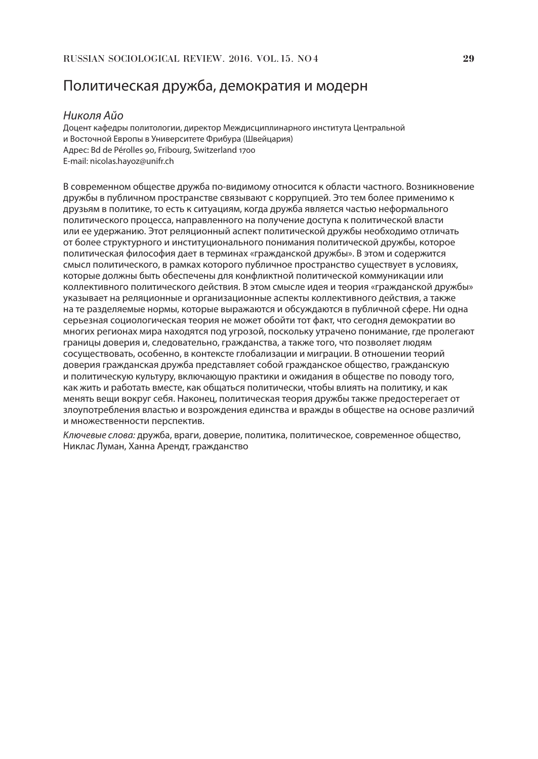# Политическая дружба, демократия и модерн

*Николя Айо*

Доцент кафедры политологии, директор Междисциплинарного института Центральной и Восточной Европы в Университете Фрибура (Швейцария)
Адрес: Bd de Pérolles 90, Fribourg, Switzerland 1700
E-mail: nicolas.hayoz@unifr.ch

В современном обществе дружба по-видимому относится к области частного. Возникновение дружбы в публичном пространстве связывают с коррупцией. Это тем более применимо к друзьям в политике, то есть к ситуациям, когда дружба является частью неформального политического процесса, направленного на получение доступа к политической власти или ее удержанию. Этот реляционный аспект политической дружбы необходимо отличать от более структурного и институционального понимания политической дружбы, которое политическая философия дает в терминах «гражданской дружбы». В этом и содержится смысл политического, в рамках которого публичное пространство существует в условиях, которые должны быть обеспечены для конфликтной политической коммуникации или коллективного политического действия. В этом смысле идея и теория «гражданской дружбы» указывает на реляционные и организационные аспекты коллективного действия, а также на те разделяемые нормы, которые выражаются и обсуждаются в публичной сфере. Ни одна серьезная социологическая теория не может обойти тот факт, что сегодня демократии во многих регионах мира находятся под угрозой, поскольку утрачено понимание, где пролегают границы доверия и, следовательно, гражданства, а также того, что позволяет людям сосуществовать, особенно, в контексте глобализации и миграции. В отношении теорий доверия гражданская дружба представляет собой гражданское общество, гражданскую и политическую культуру, включающую практики и ожидания в обществе по поводу того, как жить и работать вместе, как общаться политически, чтобы влиять на политику, и как менять вещи вокруг себя. Наконец, политическая теория дружбы также предостерегает от злоупотребления властью и возрождения единства и вражды в обществе на основе различий и множественности перспектив.

*Ключевые слова:* дружба, враги, доверие, политика, политическое, современное общество, Никлас Луман, Ханна Арендт, гражданство